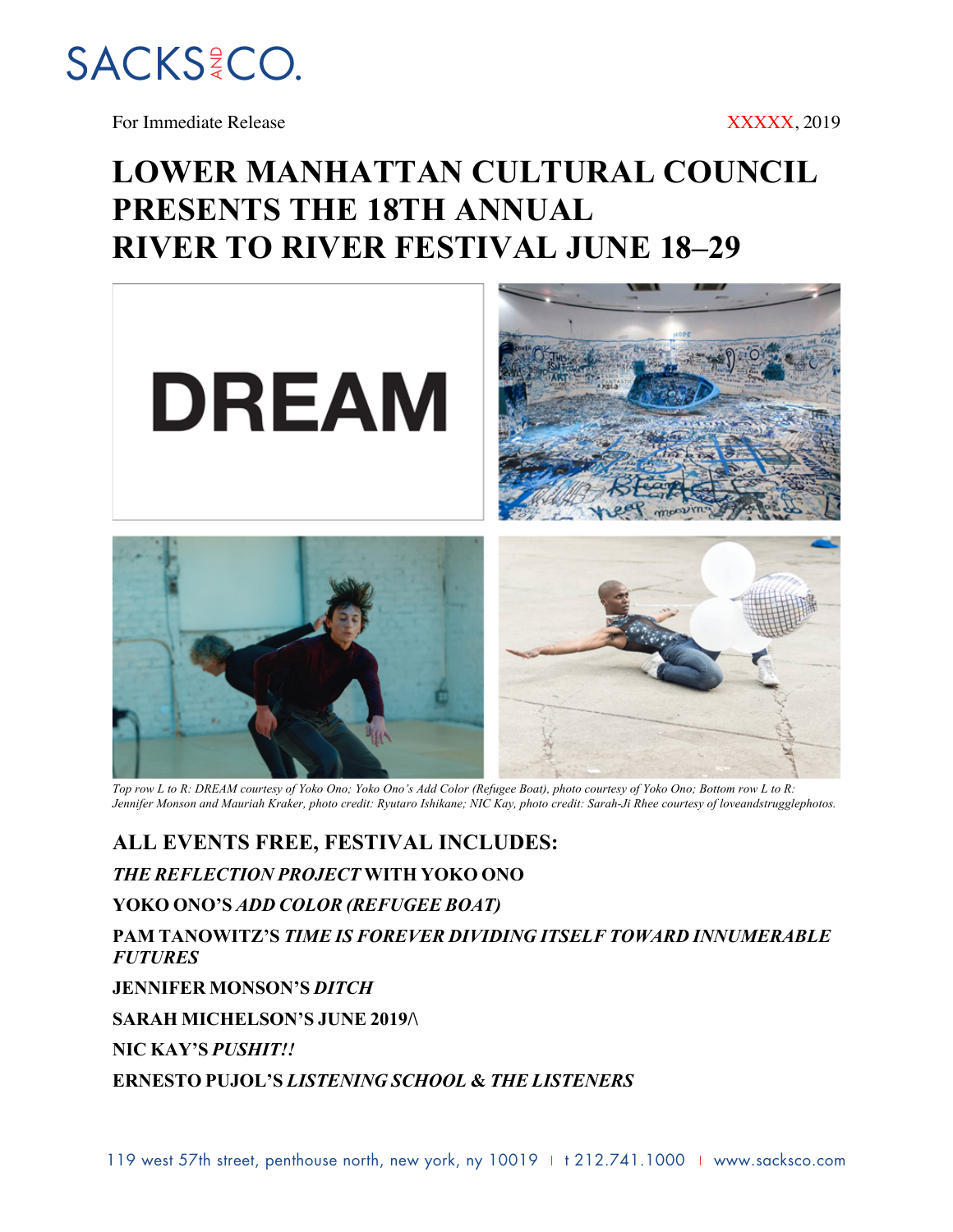SACKS & CO.

For Immediate Release

XXXXX, 2019

# LOWER MANHATTAN CULTURAL COUNCIL PRESENTS THE 18TH ANNUAL RIVER TO RIVER FESTIVAL JUNE 18–29

*Top row L to R: DREAM courtesy of Yoko Ono; Yoko Ono's Add Color (Refugee Boat), photo courtesy of Yoko Ono; Bottom row L to R: Jennifer Monson and Mauriah Kraker, photo credit: Ryutaro Ishikane; NIC Kay, photo credit: Sarah-Ji Rhee courtesy of loveandstrugglephotos.*

## ALL EVENTS FREE, FESTIVAL INCLUDES:

***THE REFLECTION PROJECT* WITH YOKO ONO**

**YOKO ONO'S *ADD COLOR (REFUGEE BOAT)***

**PAM TANOWITZ'S *TIME IS FOREVER DIVIDING ITSELF TOWARD INNUMERABLE FUTURES***

**JENNIFER MONSON'S *DITCH***

**SARAH MICHELSON'S JUNE 2019/\**

**NIC KAY'S *PUSHIT!!***

**ERNESTO PUJOL'S *LISTENING SCHOOL* & *THE LISTENERS***

119 west 57th street, penthouse north, new york, ny 10019 | t 212.741.1000 | www.sacksco.com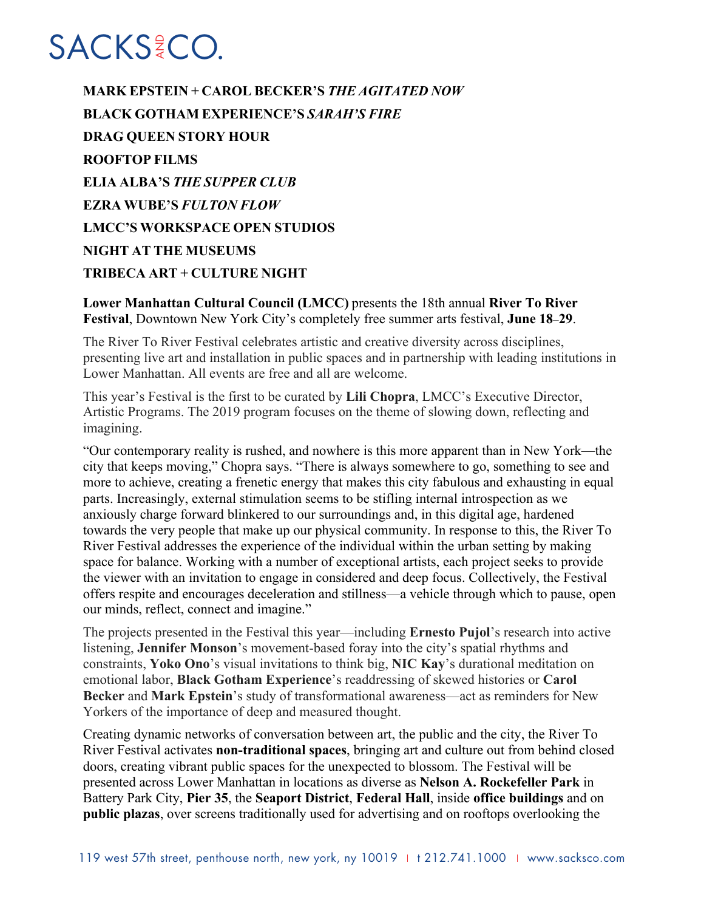**MARK EPSTEIN + CAROL BECKER'S *THE AGITATED NOW***

**BLACK GOTHAM EXPERIENCE'S *SARAH'S FIRE***

**DRAG QUEEN STORY HOUR**

**ROOFTOP FILMS**

**ELIA ALBA'S *THE SUPPER CLUB***

**EZRA WUBE'S *FULTON FLOW***

**LMCC'S WORKSPACE OPEN STUDIOS**

**NIGHT AT THE MUSEUMS**

**TRIBECA ART + CULTURE NIGHT**

**Lower Manhattan Cultural Council (LMCC)** presents the 18th annual **River To River Festival**, Downtown New York City's completely free summer arts festival, **June 18**–**29**.

The River To River Festival celebrates artistic and creative diversity across disciplines, presenting live art and installation in public spaces and in partnership with leading institutions in Lower Manhattan. All events are free and all are welcome.

This year's Festival is the first to be curated by **Lili Chopra**, LMCC's Executive Director, Artistic Programs. The 2019 program focuses on the theme of slowing down, reflecting and imagining.

"Our contemporary reality is rushed, and nowhere is this more apparent than in New York—the city that keeps moving," Chopra says. "There is always somewhere to go, something to see and more to achieve, creating a frenetic energy that makes this city fabulous and exhausting in equal parts. Increasingly, external stimulation seems to be stifling internal introspection as we anxiously charge forward blinkered to our surroundings and, in this digital age, hardened towards the very people that make up our physical community. In response to this, the River To River Festival addresses the experience of the individual within the urban setting by making space for balance. Working with a number of exceptional artists, each project seeks to provide the viewer with an invitation to engage in considered and deep focus. Collectively, the Festival offers respite and encourages deceleration and stillness—a vehicle through which to pause, open our minds, reflect, connect and imagine."

The projects presented in the Festival this year—including **Ernesto Pujol**'s research into active listening, **Jennifer Monson**'s movement-based foray into the city's spatial rhythms and constraints, **Yoko Ono**'s visual invitations to think big, **NIC Kay**'s durational meditation on emotional labor, **Black Gotham Experience**'s readdressing of skewed histories or **Carol Becker** and **Mark Epstein**'s study of transformational awareness—act as reminders for New Yorkers of the importance of deep and measured thought.

Creating dynamic networks of conversation between art, the public and the city, the River To River Festival activates **non-traditional spaces**, bringing art and culture out from behind closed doors, creating vibrant public spaces for the unexpected to blossom. The Festival will be presented across Lower Manhattan in locations as diverse as **Nelson A. Rockefeller Park** in Battery Park City, **Pier 35**, the **Seaport District**, **Federal Hall**, inside **office buildings** and on **public plazas**, over screens traditionally used for advertising and on rooftops overlooking the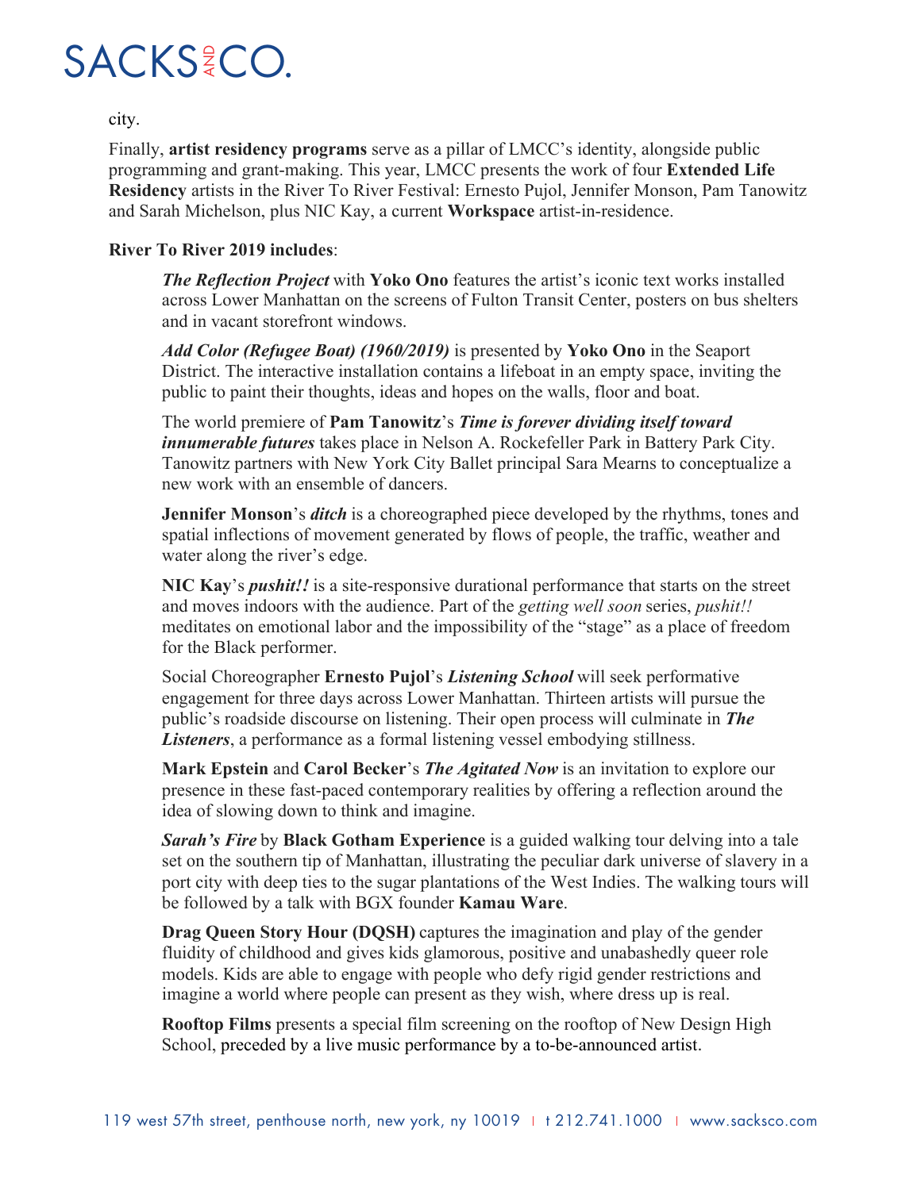city.

Finally, **artist residency programs** serve as a pillar of LMCC's identity, alongside public programming and grant-making. This year, LMCC presents the work of four **Extended Life Residency** artists in the River To River Festival: Ernesto Pujol, Jennifer Monson, Pam Tanowitz and Sarah Michelson, plus NIC Kay, a current **Workspace** artist-in-residence.

**River To River 2019 includes**:

***The Reflection Project*** with **Yoko Ono** features the artist's iconic text works installed across Lower Manhattan on the screens of Fulton Transit Center, posters on bus shelters and in vacant storefront windows.

***Add Color (Refugee Boat) (1960/2019)*** is presented by **Yoko Ono** in the Seaport District. The interactive installation contains a lifeboat in an empty space, inviting the public to paint their thoughts, ideas and hopes on the walls, floor and boat.

The world premiere of **Pam Tanowitz**'s ***Time is forever dividing itself toward innumerable futures*** takes place in Nelson A. Rockefeller Park in Battery Park City. Tanowitz partners with New York City Ballet principal Sara Mearns to conceptualize a new work with an ensemble of dancers.

**Jennifer Monson**'s ***ditch*** is a choreographed piece developed by the rhythms, tones and spatial inflections of movement generated by flows of people, the traffic, weather and water along the river's edge.

**NIC Kay**'s ***pushit!!*** is a site-responsive durational performance that starts on the street and moves indoors with the audience. Part of the *getting well soon* series, *pushit!!* meditates on emotional labor and the impossibility of the "stage" as a place of freedom for the Black performer.

Social Choreographer **Ernesto Pujol**'s ***Listening School*** will seek performative engagement for three days across Lower Manhattan. Thirteen artists will pursue the public's roadside discourse on listening. Their open process will culminate in ***The Listeners***, a performance as a formal listening vessel embodying stillness.

**Mark Epstein** and **Carol Becker**'s ***The Agitated Now*** is an invitation to explore our presence in these fast-paced contemporary realities by offering a reflection around the idea of slowing down to think and imagine.

***Sarah's Fire*** by **Black Gotham Experience** is a guided walking tour delving into a tale set on the southern tip of Manhattan, illustrating the peculiar dark universe of slavery in a port city with deep ties to the sugar plantations of the West Indies. The walking tours will be followed by a talk with BGX founder **Kamau Ware**.

**Drag Queen Story Hour (DQSH)** captures the imagination and play of the gender fluidity of childhood and gives kids glamorous, positive and unabashedly queer role models. Kids are able to engage with people who defy rigid gender restrictions and imagine a world where people can present as they wish, where dress up is real.

**Rooftop Films** presents a special film screening on the rooftop of New Design High School, preceded by a live music performance by a to-be-announced artist.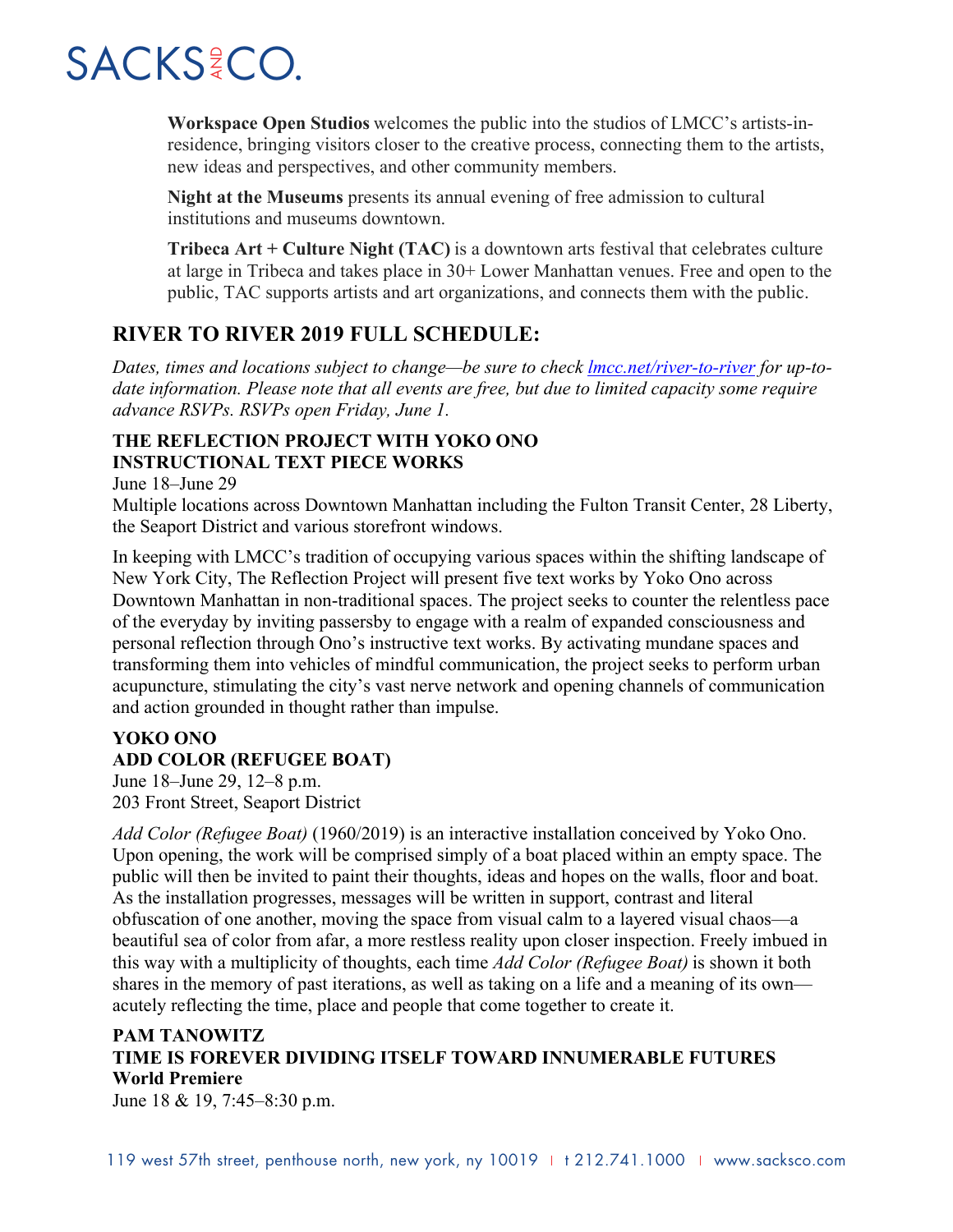**Workspace Open Studios** welcomes the public into the studios of LMCC's artists-in-residence, bringing visitors closer to the creative process, connecting them to the artists, new ideas and perspectives, and other community members.

**Night at the Museums** presents its annual evening of free admission to cultural institutions and museums downtown.

**Tribeca Art + Culture Night (TAC)** is a downtown arts festival that celebrates culture at large in Tribeca and takes place in 30+ Lower Manhattan venues. Free and open to the public, TAC supports artists and art organizations, and connects them with the public.

## RIVER TO RIVER 2019 FULL SCHEDULE:

*Dates, times and locations subject to change—be sure to check [lmcc.net/river-to-river](lmcc.net/river-to-river) for up-to-date information. Please note that all events are free, but due to limited capacity some require advance RSVPs. RSVPs open Friday, June 1.*

### THE REFLECTION PROJECT WITH YOKO ONO INSTRUCTIONAL TEXT PIECE WORKS

June 18–June 29
Multiple locations across Downtown Manhattan including the Fulton Transit Center, 28 Liberty, the Seaport District and various storefront windows.

In keeping with LMCC's tradition of occupying various spaces within the shifting landscape of New York City, The Reflection Project will present five text works by Yoko Ono across Downtown Manhattan in non-traditional spaces. The project seeks to counter the relentless pace of the everyday by inviting passersby to engage with a realm of expanded consciousness and personal reflection through Ono's instructive text works. By activating mundane spaces and transforming them into vehicles of mindful communication, the project seeks to perform urban acupuncture, stimulating the city's vast nerve network and opening channels of communication and action grounded in thought rather than impulse.

### YOKO ONO ADD COLOR (REFUGEE BOAT)

June 18–June 29, 12–8 p.m.
203 Front Street, Seaport District

*Add Color (Refugee Boat)* (1960/2019) is an interactive installation conceived by Yoko Ono. Upon opening, the work will be comprised simply of a boat placed within an empty space. The public will then be invited to paint their thoughts, ideas and hopes on the walls, floor and boat. As the installation progresses, messages will be written in support, contrast and literal obfuscation of one another, moving the space from visual calm to a layered visual chaos—a beautiful sea of color from afar, a more restless reality upon closer inspection. Freely imbued in this way with a multiplicity of thoughts, each time *Add Color (Refugee Boat)* is shown it both shares in the memory of past iterations, as well as taking on a life and a meaning of its own—acutely reflecting the time, place and people that come together to create it.

### PAM TANOWITZ TIME IS FOREVER DIVIDING ITSELF TOWARD INNUMERABLE FUTURES World Premiere

June 18 & 19, 7:45–8:30 p.m.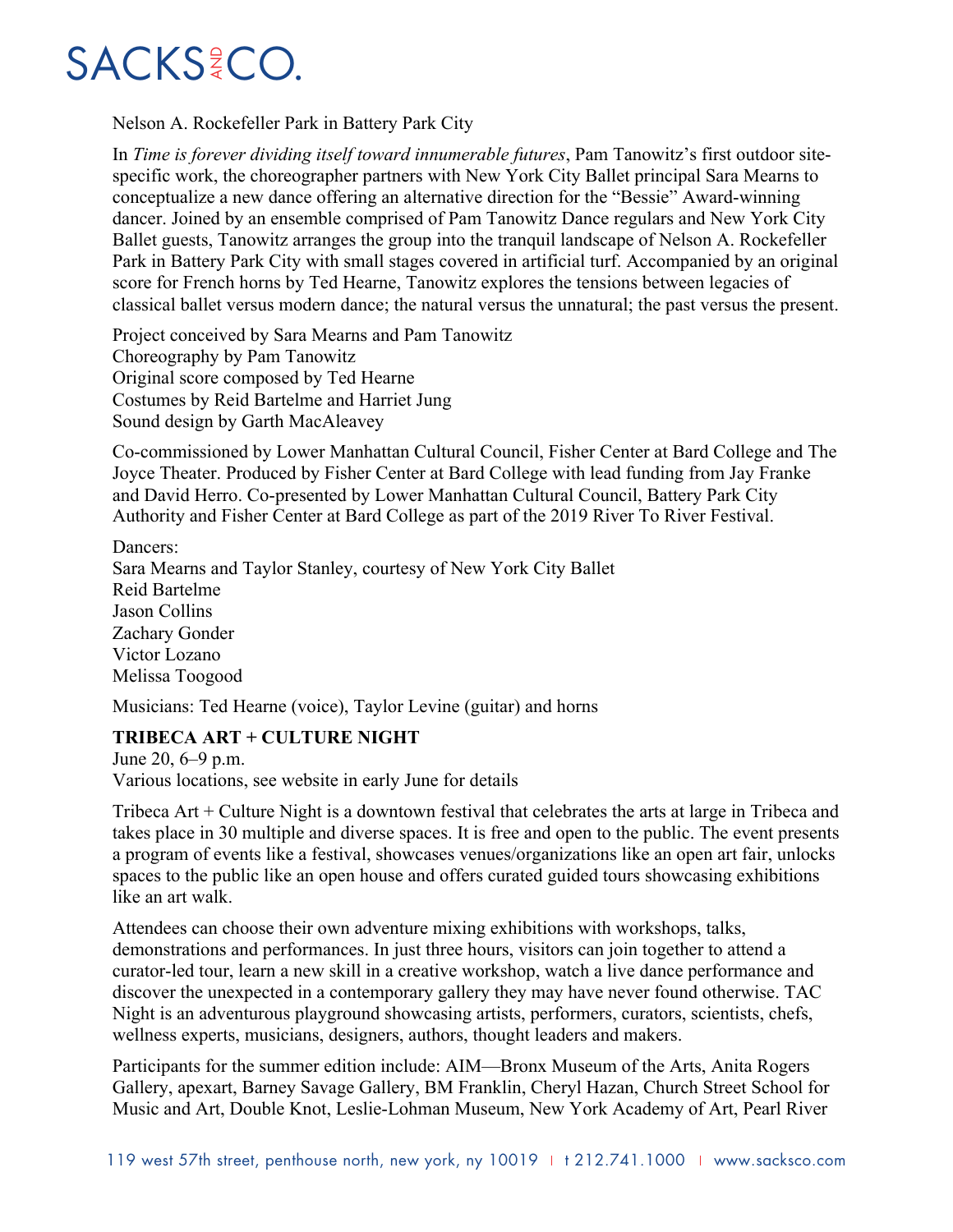Nelson A. Rockefeller Park in Battery Park City

In *Time is forever dividing itself toward innumerable futures*, Pam Tanowitz's first outdoor site-specific work, the choreographer partners with New York City Ballet principal Sara Mearns to conceptualize a new dance offering an alternative direction for the "Bessie" Award-winning dancer. Joined by an ensemble comprised of Pam Tanowitz Dance regulars and New York City Ballet guests, Tanowitz arranges the group into the tranquil landscape of Nelson A. Rockefeller Park in Battery Park City with small stages covered in artificial turf. Accompanied by an original score for French horns by Ted Hearne, Tanowitz explores the tensions between legacies of classical ballet versus modern dance; the natural versus the unnatural; the past versus the present.

Project conceived by Sara Mearns and Pam Tanowitz
Choreography by Pam Tanowitz
Original score composed by Ted Hearne
Costumes by Reid Bartelme and Harriet Jung
Sound design by Garth MacAleavey

Co-commissioned by Lower Manhattan Cultural Council, Fisher Center at Bard College and The Joyce Theater. Produced by Fisher Center at Bard College with lead funding from Jay Franke and David Herro. Co-presented by Lower Manhattan Cultural Council, Battery Park City Authority and Fisher Center at Bard College as part of the 2019 River To River Festival.

Dancers:
Sara Mearns and Taylor Stanley, courtesy of New York City Ballet
Reid Bartelme
Jason Collins
Zachary Gonder
Victor Lozano
Melissa Toogood

Musicians: Ted Hearne (voice), Taylor Levine (guitar) and horns

**TRIBECA ART + CULTURE NIGHT**
June 20, 6–9 p.m.
Various locations, see website in early June for details

Tribeca Art + Culture Night is a downtown festival that celebrates the arts at large in Tribeca and takes place in 30 multiple and diverse spaces. It is free and open to the public. The event presents a program of events like a festival, showcases venues/organizations like an open art fair, unlocks spaces to the public like an open house and offers curated guided tours showcasing exhibitions like an art walk.

Attendees can choose their own adventure mixing exhibitions with workshops, talks, demonstrations and performances. In just three hours, visitors can join together to attend a curator-led tour, learn a new skill in a creative workshop, watch a live dance performance and discover the unexpected in a contemporary gallery they may have never found otherwise. TAC Night is an adventurous playground showcasing artists, performers, curators, scientists, chefs, wellness experts, musicians, designers, authors, thought leaders and makers.

Participants for the summer edition include: AIM—Bronx Museum of the Arts, Anita Rogers Gallery, apexart, Barney Savage Gallery, BM Franklin, Cheryl Hazan, Church Street School for Music and Art, Double Knot, Leslie-Lohman Museum, New York Academy of Art, Pearl River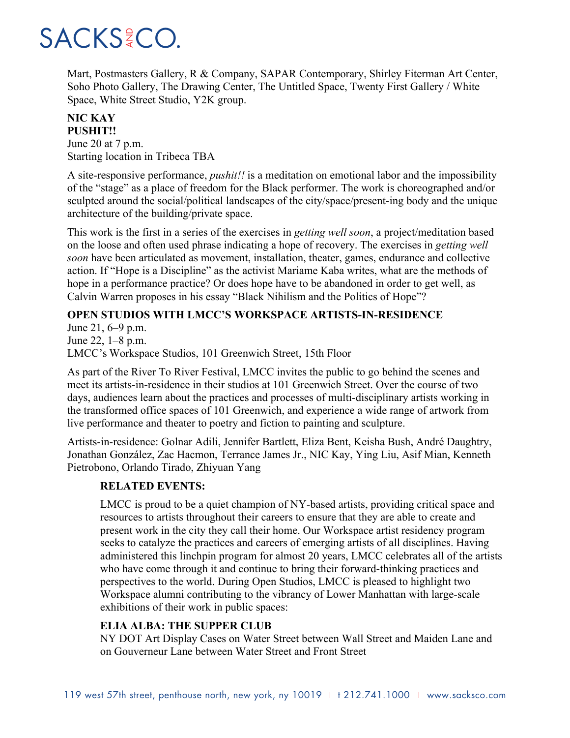Mart, Postmasters Gallery, R & Company, SAPAR Contemporary, Shirley Fiterman Art Center, Soho Photo Gallery, The Drawing Center, The Untitled Space, Twenty First Gallery / White Space, White Street Studio, Y2K group.

**NIC KAY**
**PUSHIT!!**
June 20 at 7 p.m.
Starting location in Tribeca TBA

A site-responsive performance, *pushit!!* is a meditation on emotional labor and the impossibility of the "stage" as a place of freedom for the Black performer. The work is choreographed and/or sculpted around the social/political landscapes of the city/space/present-ing body and the unique architecture of the building/private space.

This work is the first in a series of the exercises in *getting well soon*, a project/meditation based on the loose and often used phrase indicating a hope of recovery. The exercises in *getting well soon* have been articulated as movement, installation, theater, games, endurance and collective action. If "Hope is a Discipline" as the activist Mariame Kaba writes, what are the methods of hope in a performance practice? Or does hope have to be abandoned in order to get well, as Calvin Warren proposes in his essay "Black Nihilism and the Politics of Hope"?

**OPEN STUDIOS WITH LMCC'S WORKSPACE ARTISTS-IN-RESIDENCE**
June 21, 6–9 p.m.
June 22, 1–8 p.m.
LMCC's Workspace Studios, 101 Greenwich Street, 15th Floor

As part of the River To River Festival, LMCC invites the public to go behind the scenes and meet its artists-in-residence in their studios at 101 Greenwich Street. Over the course of two days, audiences learn about the practices and processes of multi-disciplinary artists working in the transformed office spaces of 101 Greenwich, and experience a wide range of artwork from live performance and theater to poetry and fiction to painting and sculpture.

Artists-in-residence: Golnar Adili, Jennifer Bartlett, Eliza Bent, Keisha Bush, André Daughtry, Jonathan González, Zac Hacmon, Terrance James Jr., NIC Kay, Ying Liu, Asif Mian, Kenneth Pietrobono, Orlando Tirado, Zhiyuan Yang

**RELATED EVENTS:**

LMCC is proud to be a quiet champion of NY-based artists, providing critical space and resources to artists throughout their careers to ensure that they are able to create and present work in the city they call their home. Our Workspace artist residency program seeks to catalyze the practices and careers of emerging artists of all disciplines. Having administered this linchpin program for almost 20 years, LMCC celebrates all of the artists who have come through it and continue to bring their forward-thinking practices and perspectives to the world. During Open Studios, LMCC is pleased to highlight two Workspace alumni contributing to the vibrancy of Lower Manhattan with large-scale exhibitions of their work in public spaces:

**ELIA ALBA: THE SUPPER CLUB**
NY DOT Art Display Cases on Water Street between Wall Street and Maiden Lane and on Gouverneur Lane between Water Street and Front Street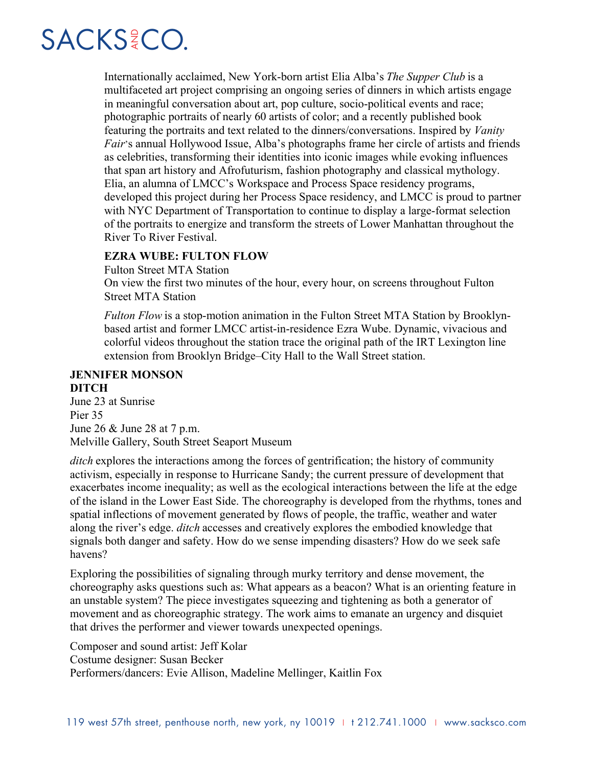Internationally acclaimed, New York-born artist Elia Alba's *The Supper Club* is a multifaceted art project comprising an ongoing series of dinners in which artists engage in meaningful conversation about art, pop culture, socio-political events and race; photographic portraits of nearly 60 artists of color; and a recently published book featuring the portraits and text related to the dinners/conversations. Inspired by *Vanity Fair*'s annual Hollywood Issue, Alba's photographs frame her circle of artists and friends as celebrities, transforming their identities into iconic images while evoking influences that span art history and Afrofuturism, fashion photography and classical mythology. Elia, an alumna of LMCC's Workspace and Process Space residency programs, developed this project during her Process Space residency, and LMCC is proud to partner with NYC Department of Transportation to continue to display a large-format selection of the portraits to energize and transform the streets of Lower Manhattan throughout the River To River Festival.

**EZRA WUBE: FULTON FLOW**
Fulton Street MTA Station
On view the first two minutes of the hour, every hour, on screens throughout Fulton Street MTA Station

*Fulton Flow* is a stop-motion animation in the Fulton Street MTA Station by Brooklyn-based artist and former LMCC artist-in-residence Ezra Wube. Dynamic, vivacious and colorful videos throughout the station trace the original path of the IRT Lexington line extension from Brooklyn Bridge–City Hall to the Wall Street station.

**JENNIFER MONSON**
**DITCH**
June 23 at Sunrise
Pier 35
June 26 & June 28 at 7 p.m.
Melville Gallery, South Street Seaport Museum

*ditch* explores the interactions among the forces of gentrification; the history of community activism, especially in response to Hurricane Sandy; the current pressure of development that exacerbates income inequality; as well as the ecological interactions between the life at the edge of the island in the Lower East Side. The choreography is developed from the rhythms, tones and spatial inflections of movement generated by flows of people, the traffic, weather and water along the river's edge. *ditch* accesses and creatively explores the embodied knowledge that signals both danger and safety. How do we sense impending disasters? How do we seek safe havens?

Exploring the possibilities of signaling through murky territory and dense movement, the choreography asks questions such as: What appears as a beacon? What is an orienting feature in an unstable system? The piece investigates squeezing and tightening as both a generator of movement and as choreographic strategy. The work aims to emanate an urgency and disquiet that drives the performer and viewer towards unexpected openings.

Composer and sound artist: Jeff Kolar
Costume designer: Susan Becker
Performers/dancers: Evie Allison, Madeline Mellinger, Kaitlin Fox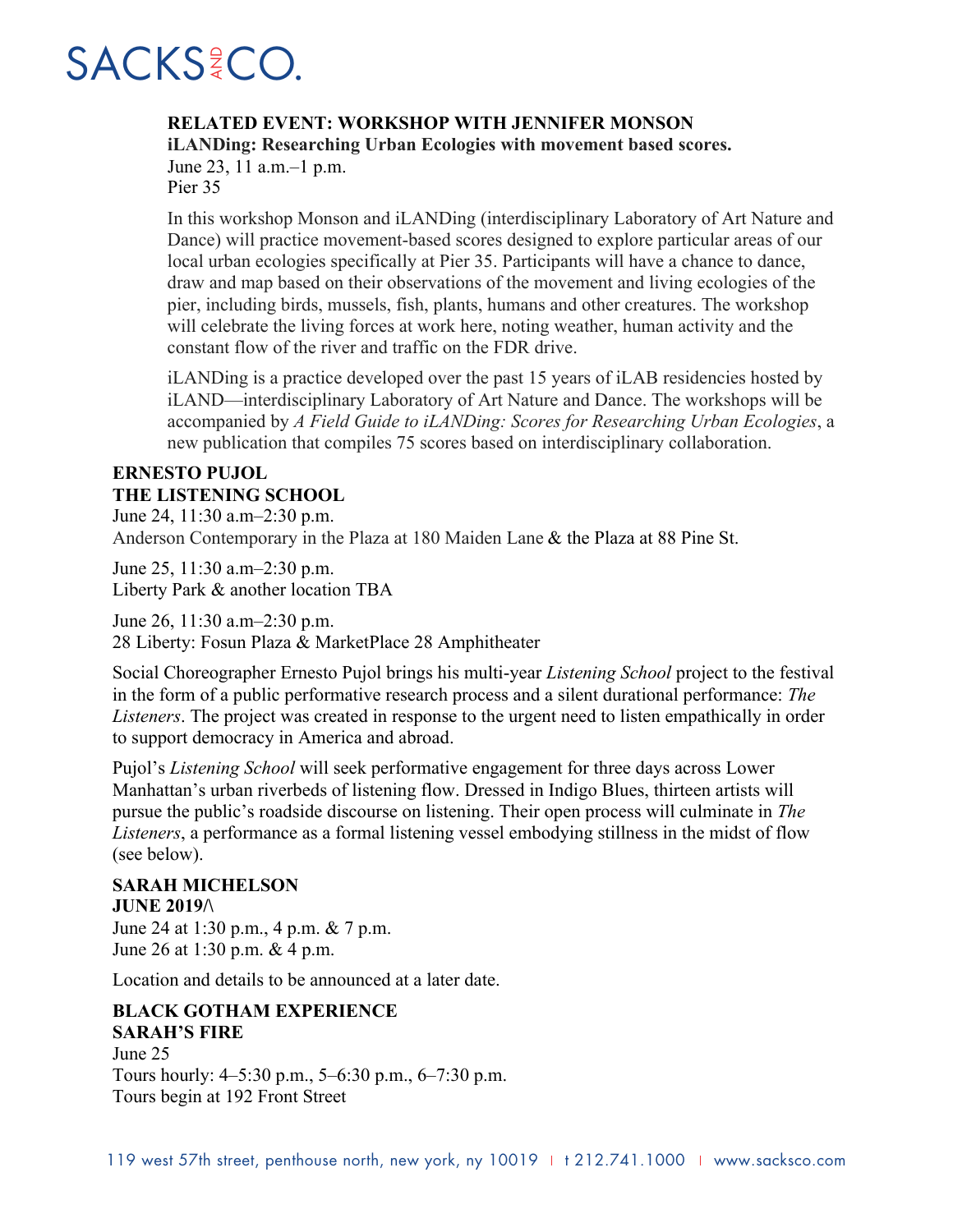**RELATED EVENT: WORKSHOP WITH JENNIFER MONSON**
**iLANDing: Researching Urban Ecologies with movement based scores.**
June 23, 11 a.m.–1 p.m.
Pier 35

In this workshop Monson and iLANDing (interdisciplinary Laboratory of Art Nature and Dance) will practice movement-based scores designed to explore particular areas of our local urban ecologies specifically at Pier 35. Participants will have a chance to dance, draw and map based on their observations of the movement and living ecologies of the pier, including birds, mussels, fish, plants, humans and other creatures. The workshop will celebrate the living forces at work here, noting weather, human activity and the constant flow of the river and traffic on the FDR drive.

iLANDing is a practice developed over the past 15 years of iLAB residencies hosted by iLAND—interdisciplinary Laboratory of Art Nature and Dance. The workshops will be accompanied by *A Field Guide to iLANDing: Scores for Researching Urban Ecologies*, a new publication that compiles 75 scores based on interdisciplinary collaboration.

**ERNESTO PUJOL**
**THE LISTENING SCHOOL**
June 24, 11:30 a.m–2:30 p.m.
Anderson Contemporary in the Plaza at 180 Maiden Lane & the Plaza at 88 Pine St.

June 25, 11:30 a.m–2:30 p.m.
Liberty Park & another location TBA

June 26, 11:30 a.m–2:30 p.m.
28 Liberty: Fosun Plaza & MarketPlace 28 Amphitheater

Social Choreographer Ernesto Pujol brings his multi-year *Listening School* project to the festival in the form of a public performative research process and a silent durational performance: *The Listeners*. The project was created in response to the urgent need to listen empathically in order to support democracy in America and abroad.

Pujol's *Listening School* will seek performative engagement for three days across Lower Manhattan's urban riverbeds of listening flow. Dressed in Indigo Blues, thirteen artists will pursue the public's roadside discourse on listening. Their open process will culminate in *The Listeners*, a performance as a formal listening vessel embodying stillness in the midst of flow (see below).

**SARAH MICHELSON**
**JUNE 2019/\**
June 24 at 1:30 p.m., 4 p.m. & 7 p.m.
June 26 at 1:30 p.m. & 4 p.m.

Location and details to be announced at a later date.

**BLACK GOTHAM EXPERIENCE**
**SARAH'S FIRE**
June 25
Tours hourly: 4–5:30 p.m., 5–6:30 p.m., 6–7:30 p.m.
Tours begin at 192 Front Street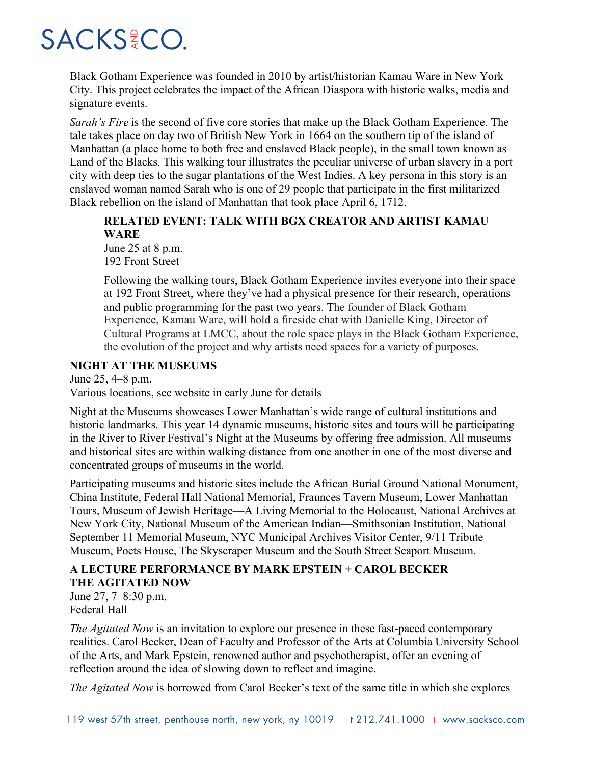Black Gotham Experience was founded in 2010 by artist/historian Kamau Ware in New York City. This project celebrates the impact of the African Diaspora with historic walks, media and signature events.

*Sarah's Fire* is the second of five core stories that make up the Black Gotham Experience. The tale takes place on day two of British New York in 1664 on the southern tip of the island of Manhattan (a place home to both free and enslaved Black people), in the small town known as Land of the Blacks. This walking tour illustrates the peculiar universe of urban slavery in a port city with deep ties to the sugar plantations of the West Indies. A key persona in this story is an enslaved woman named Sarah who is one of 29 people that participate in the first militarized Black rebellion on the island of Manhattan that took place April 6, 1712.

**RELATED EVENT: TALK WITH BGX CREATOR AND ARTIST KAMAU WARE**
June 25 at 8 p.m.
192 Front Street

Following the walking tours, Black Gotham Experience invites everyone into their space at 192 Front Street, where they've had a physical presence for their research, operations and public programming for the past two years. The founder of Black Gotham Experience, Kamau Ware, will hold a fireside chat with Danielle King, Director of Cultural Programs at LMCC, about the role space plays in the Black Gotham Experience, the evolution of the project and why artists need spaces for a variety of purposes.

**NIGHT AT THE MUSEUMS**
June 25, 4–8 p.m.
Various locations, see website in early June for details

Night at the Museums showcases Lower Manhattan's wide range of cultural institutions and historic landmarks. This year 14 dynamic museums, historic sites and tours will be participating in the River to River Festival's Night at the Museums by offering free admission. All museums and historical sites are within walking distance from one another in one of the most diverse and concentrated groups of museums in the world.

Participating museums and historic sites include the African Burial Ground National Monument, China Institute, Federal Hall National Memorial, Fraunces Tavern Museum, Lower Manhattan Tours, Museum of Jewish Heritage—A Living Memorial to the Holocaust, National Archives at New York City, National Museum of the American Indian—Smithsonian Institution, National September 11 Memorial Museum, NYC Municipal Archives Visitor Center, 9/11 Tribute Museum, Poets House, The Skyscraper Museum and the South Street Seaport Museum.

**A LECTURE PERFORMANCE BY MARK EPSTEIN + CAROL BECKER**
**THE AGITATED NOW**
June 27, 7–8:30 p.m.
Federal Hall

*The Agitated Now* is an invitation to explore our presence in these fast-paced contemporary realities. Carol Becker, Dean of Faculty and Professor of the Arts at Columbia University School of the Arts, and Mark Epstein, renowned author and psychotherapist, offer an evening of reflection around the idea of slowing down to reflect and imagine.

*The Agitated Now* is borrowed from Carol Becker's text of the same title in which she explores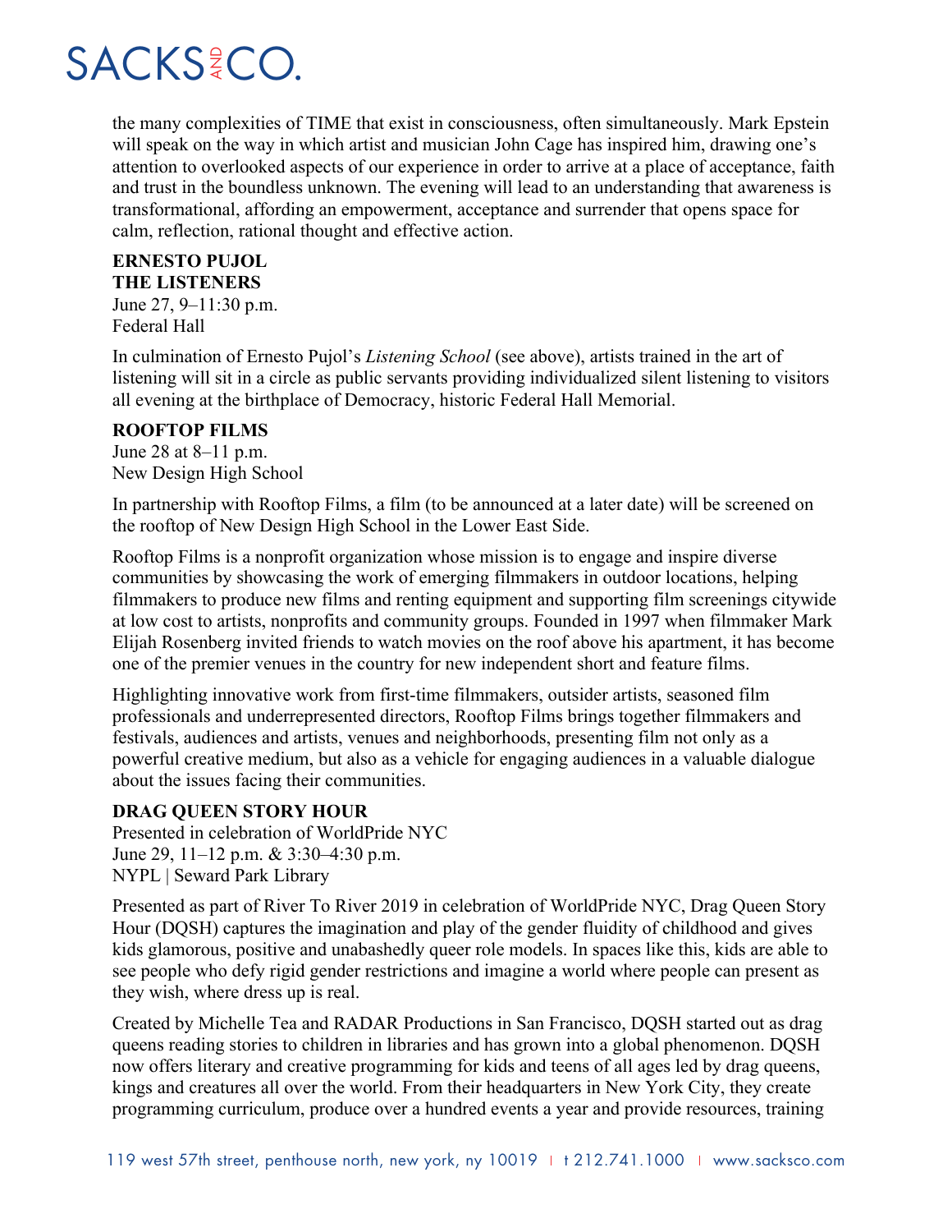the many complexities of TIME that exist in consciousness, often simultaneously. Mark Epstein will speak on the way in which artist and musician John Cage has inspired him, drawing one's attention to overlooked aspects of our experience in order to arrive at a place of acceptance, faith and trust in the boundless unknown. The evening will lead to an understanding that awareness is transformational, affording an empowerment, acceptance and surrender that opens space for calm, reflection, rational thought and effective action.

**ERNESTO PUJOL**
**THE LISTENERS**
June 27, 9–11:30 p.m.
Federal Hall

In culmination of Ernesto Pujol's *Listening School* (see above), artists trained in the art of listening will sit in a circle as public servants providing individualized silent listening to visitors all evening at the birthplace of Democracy, historic Federal Hall Memorial.

**ROOFTOP FILMS**
June 28 at 8–11 p.m.
New Design High School

In partnership with Rooftop Films, a film (to be announced at a later date) will be screened on the rooftop of New Design High School in the Lower East Side.

Rooftop Films is a nonprofit organization whose mission is to engage and inspire diverse communities by showcasing the work of emerging filmmakers in outdoor locations, helping filmmakers to produce new films and renting equipment and supporting film screenings citywide at low cost to artists, nonprofits and community groups. Founded in 1997 when filmmaker Mark Elijah Rosenberg invited friends to watch movies on the roof above his apartment, it has become one of the premier venues in the country for new independent short and feature films.

Highlighting innovative work from first-time filmmakers, outsider artists, seasoned film professionals and underrepresented directors, Rooftop Films brings together filmmakers and festivals, audiences and artists, venues and neighborhoods, presenting film not only as a powerful creative medium, but also as a vehicle for engaging audiences in a valuable dialogue about the issues facing their communities.

**DRAG QUEEN STORY HOUR**
Presented in celebration of WorldPride NYC
June 29, 11–12 p.m. & 3:30–4:30 p.m.
NYPL | Seward Park Library

Presented as part of River To River 2019 in celebration of WorldPride NYC, Drag Queen Story Hour (DQSH) captures the imagination and play of the gender fluidity of childhood and gives kids glamorous, positive and unabashedly queer role models. In spaces like this, kids are able to see people who defy rigid gender restrictions and imagine a world where people can present as they wish, where dress up is real.

Created by Michelle Tea and RADAR Productions in San Francisco, DQSH started out as drag queens reading stories to children in libraries and has grown into a global phenomenon. DQSH now offers literary and creative programming for kids and teens of all ages led by drag queens, kings and creatures all over the world. From their headquarters in New York City, they create programming curriculum, produce over a hundred events a year and provide resources, training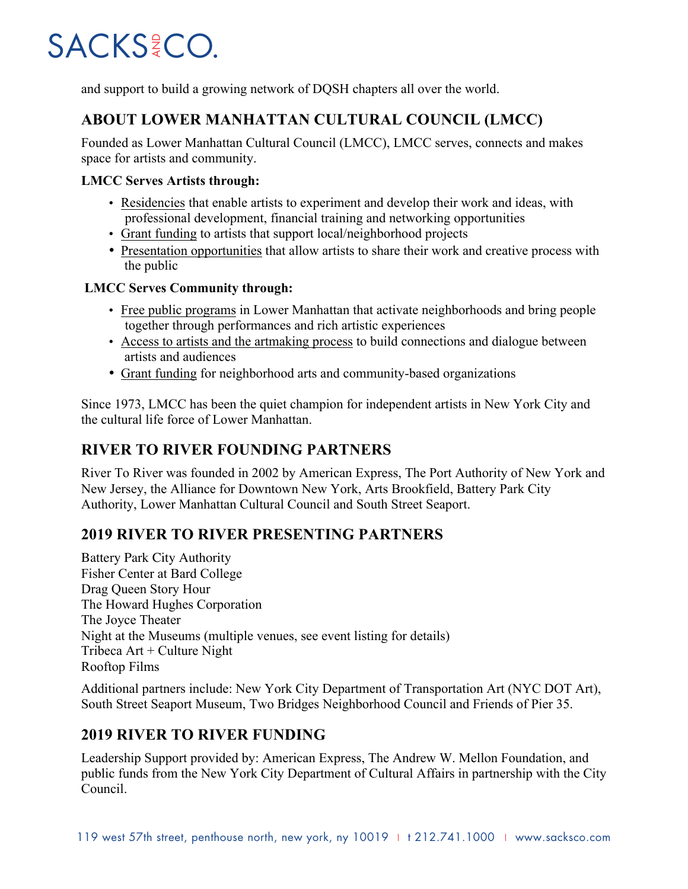and support to build a growing network of DQSH chapters all over the world.

## ABOUT LOWER MANHATTAN CULTURAL COUNCIL (LMCC)

Founded as Lower Manhattan Cultural Council (LMCC), LMCC serves, connects and makes space for artists and community.

**LMCC Serves Artists through:**

- Residencies that enable artists to experiment and develop their work and ideas, with professional development, financial training and networking opportunities
- Grant funding to artists that support local/neighborhood projects
- Presentation opportunities that allow artists to share their work and creative process with the public

**LMCC Serves Community through:**

- Free public programs in Lower Manhattan that activate neighborhoods and bring people together through performances and rich artistic experiences
- Access to artists and the artmaking process to build connections and dialogue between artists and audiences
- Grant funding for neighborhood arts and community-based organizations

Since 1973, LMCC has been the quiet champion for independent artists in New York City and the cultural life force of Lower Manhattan.

## RIVER TO RIVER FOUNDING PARTNERS

River To River was founded in 2002 by American Express, The Port Authority of New York and New Jersey, the Alliance for Downtown New York, Arts Brookfield, Battery Park City Authority, Lower Manhattan Cultural Council and South Street Seaport.

## 2019 RIVER TO RIVER PRESENTING PARTNERS

Battery Park City Authority
Fisher Center at Bard College
Drag Queen Story Hour
The Howard Hughes Corporation
The Joyce Theater
Night at the Museums (multiple venues, see event listing for details)
Tribeca Art + Culture Night
Rooftop Films

Additional partners include: New York City Department of Transportation Art (NYC DOT Art), South Street Seaport Museum, Two Bridges Neighborhood Council and Friends of Pier 35.

## 2019 RIVER TO RIVER FUNDING

Leadership Support provided by: American Express, The Andrew W. Mellon Foundation, and public funds from the New York City Department of Cultural Affairs in partnership with the City Council.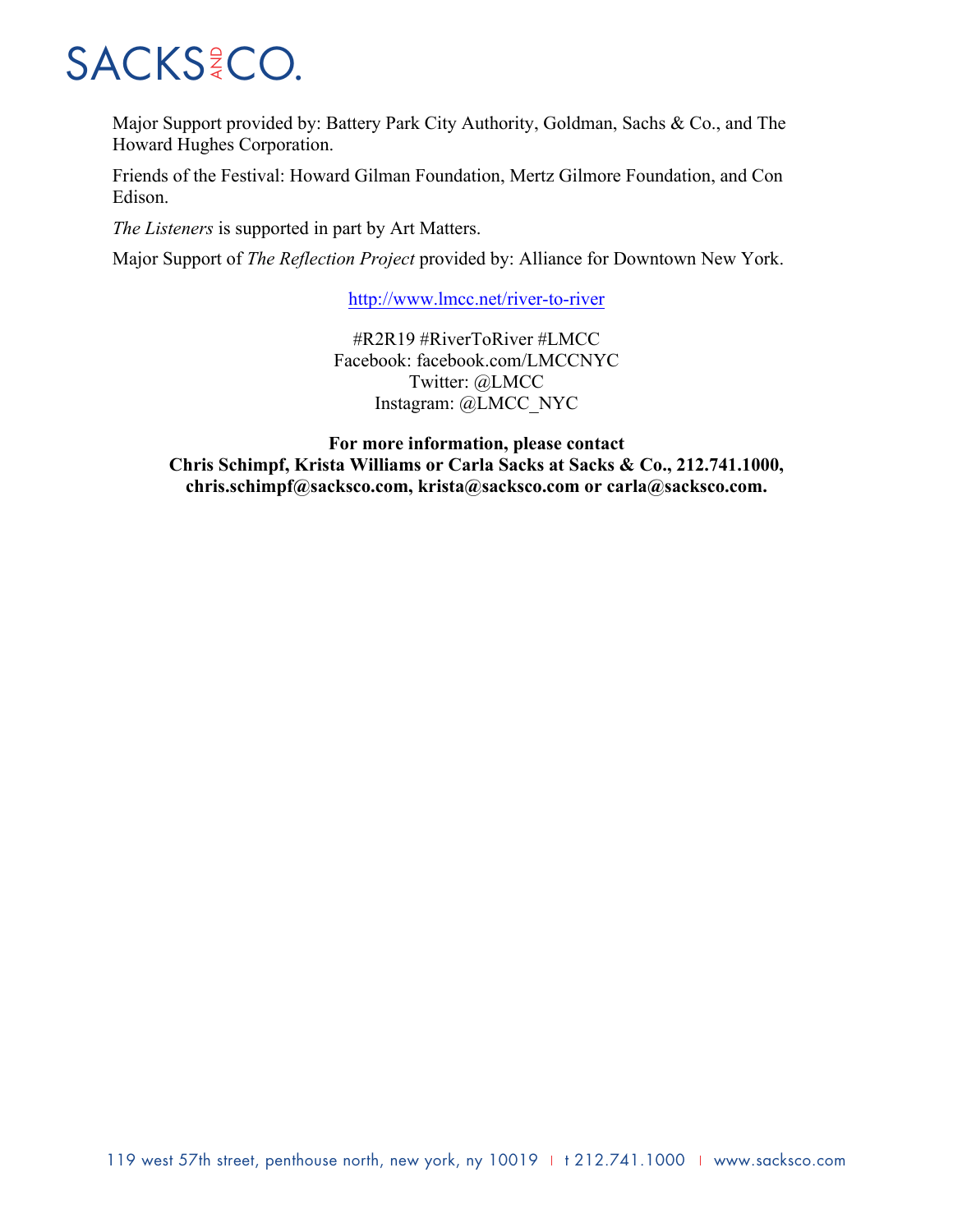Major Support provided by: Battery Park City Authority, Goldman, Sachs & Co., and The Howard Hughes Corporation.

Friends of the Festival: Howard Gilman Foundation, Mertz Gilmore Foundation, and Con Edison.

*The Listeners* is supported in part by Art Matters.

Major Support of *The Reflection Project* provided by: Alliance for Downtown New York.

http://www.lmcc.net/river-to-river

#R2R19 #RiverToRiver #LMCC
Facebook: facebook.com/LMCCNYC
Twitter: @LMCC
Instagram: @LMCC_NYC

**For more information, please contact**
**Chris Schimpf, Krista Williams or Carla Sacks at Sacks & Co., 212.741.1000, chris.schimpf@sacksco.com, krista@sacksco.com or carla@sacksco.com.**